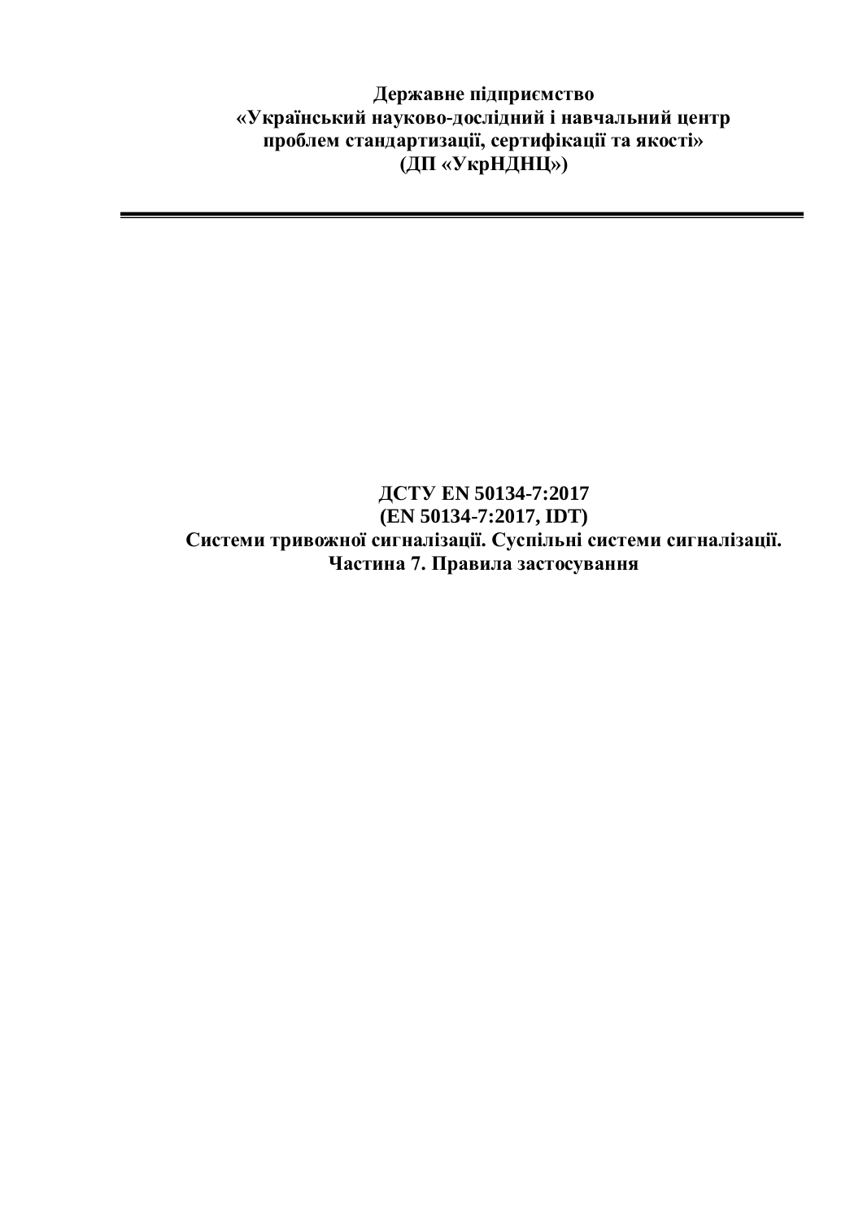**Державне підприємство**
**«Український науково-дослідний і навчальний центр проблем стандартизації, сертифікації та якості»**
**(ДП «УкрНДНЦ»)**

---

**ДСТУ EN 50134-7:2017**
**(EN 50134-7:2017, IDT)**
**Системи тривожної сигналізації. Суспільні системи сигналізації.**
**Частина 7. Правила застосування**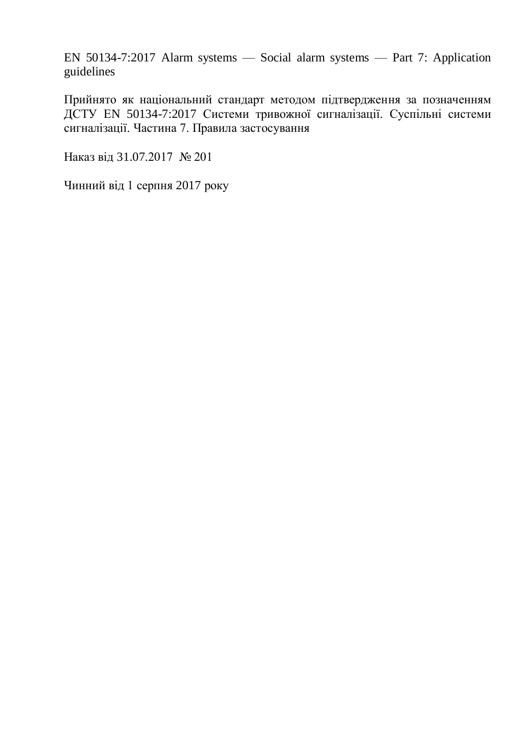EN 50134-7:2017 Alarm systems — Social alarm systems — Part 7: Application guidelines

Прийнято як національний стандарт методом підтвердження за позначенням ДСТУ EN 50134-7:2017 Системи тривожної сигналізації. Суспільні системи сигналізації. Частина 7. Правила застосування

Наказ від 31.07.2017 № 201

Чинний від 1 серпня 2017 року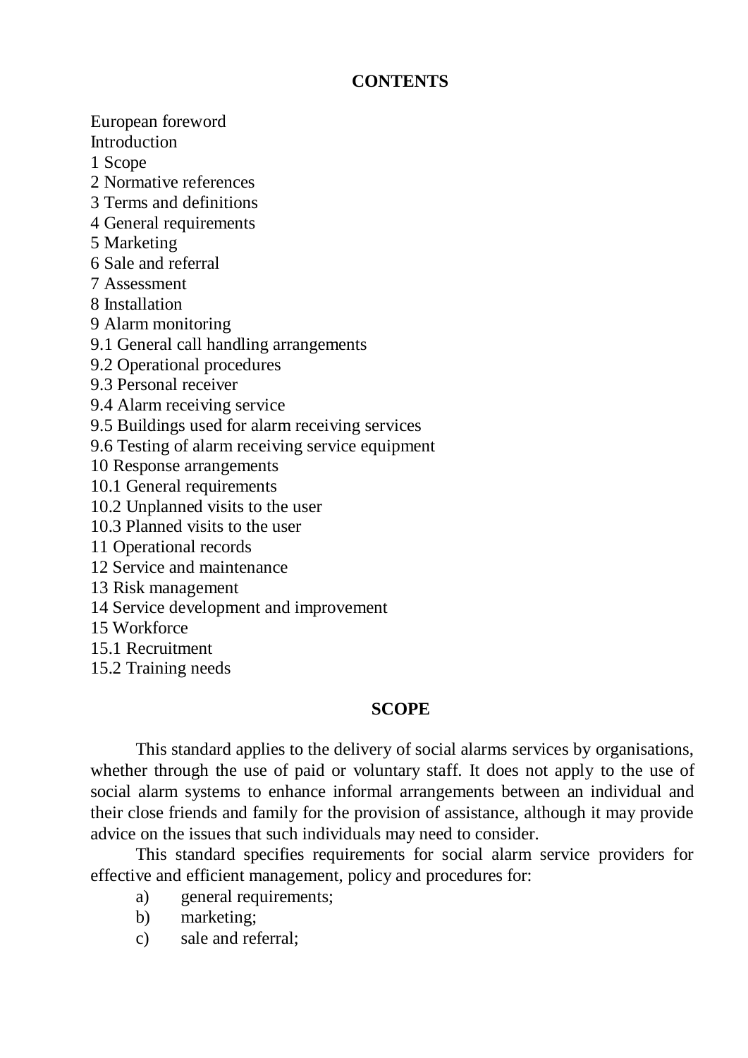## CONTENTS

European foreword
Introduction
1 Scope
2 Normative references
3 Terms and definitions
4 General requirements
5 Marketing
6 Sale and referral
7 Assessment
8 Installation
9 Alarm monitoring
9.1 General call handling arrangements
9.2 Operational procedures
9.3 Personal receiver
9.4 Alarm receiving service
9.5 Buildings used for alarm receiving services
9.6 Testing of alarm receiving service equipment
10 Response arrangements
10.1 General requirements
10.2 Unplanned visits to the user
10.3 Planned visits to the user
11 Operational records
12 Service and maintenance
13 Risk management
14 Service development and improvement
15 Workforce
15.1 Recruitment
15.2 Training needs

## SCOPE

This standard applies to the delivery of social alarms services by organisations, whether through the use of paid or voluntary staff. It does not apply to the use of social alarm systems to enhance informal arrangements between an individual and their close friends and family for the provision of assistance, although it may provide advice on the issues that such individuals may need to consider.

This standard specifies requirements for social alarm service providers for effective and efficient management, policy and procedures for:

a) general requirements;
b) marketing;
c) sale and referral;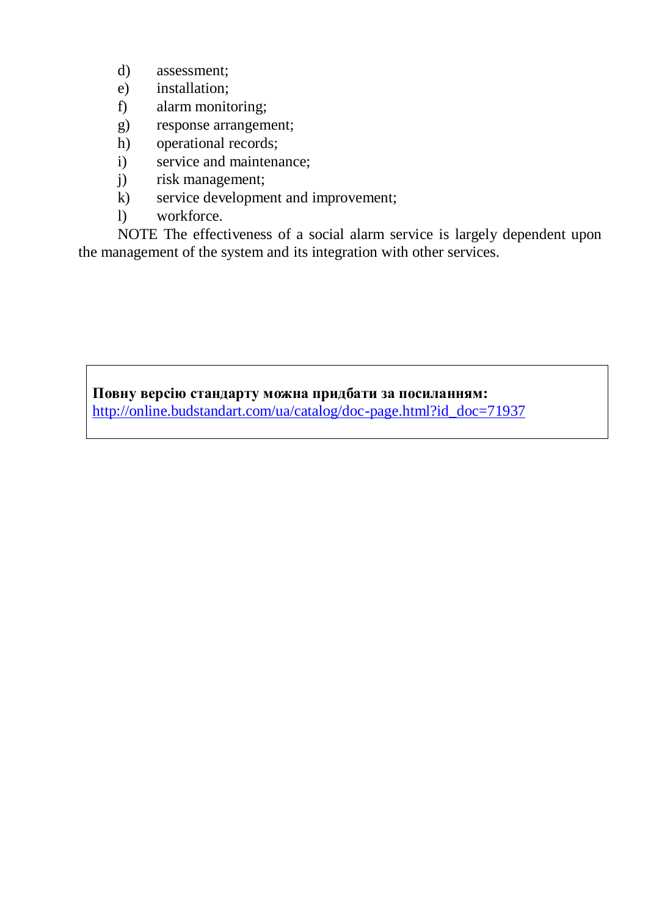d) assessment;
e) installation;
f) alarm monitoring;
g) response arrangement;
h) operational records;
i) service and maintenance;
j) risk management;
k) service development and improvement;
l) workforce.

NOTE The effectiveness of a social alarm service is largely dependent upon the management of the system and its integration with other services.

**Повну версію стандарту можна придбати за посиланням:**
http://online.budstandart.com/ua/catalog/doc-page.html?id_doc=71937